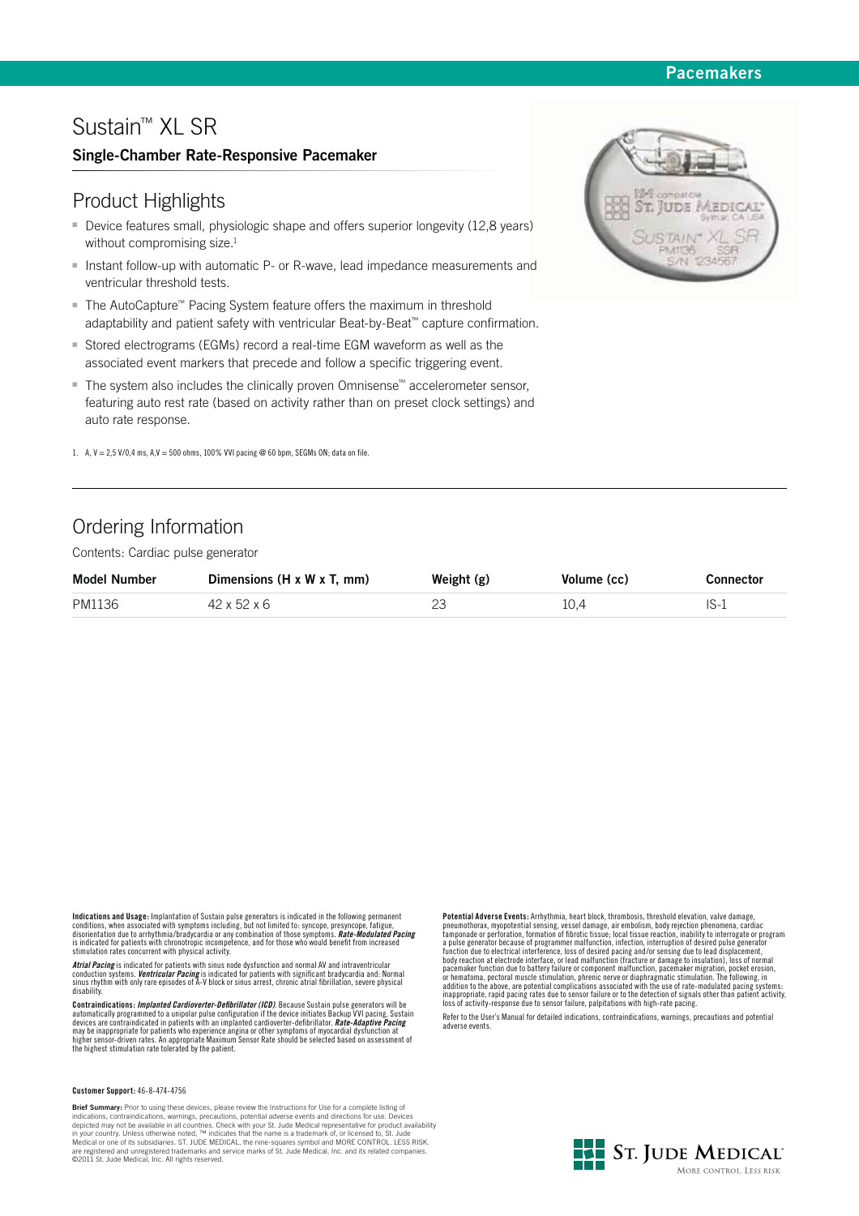Pacemakers

# Sustain™ XL SR

## Single-Chamber Rate-Responsive Pacemaker

## Product Highlights

- Device features small, physiologic shape and offers superior longevity (12,8 years) without compromising size.[1]
- Instant follow-up with automatic P- or R-wave, lead impedance measurements and ventricular threshold tests.
- The AutoCapture™ Pacing System feature offers the maximum in threshold adaptability and patient safety with ventricular Beat-by-Beat™ capture confirmation.
- Stored electrograms (EGMs) record a real-time EGM waveform as well as the associated event markers that precede and follow a specific triggering event.
- The system also includes the clinically proven Omnisense™ accelerometer sensor, featuring auto rest rate (based on activity rather than on preset clock settings) and auto rate response.

1. A, V = 2,5 V/0,4 ms, A,V = 500 ohms, 100% VVI pacing @ 60 bpm, SEGMs ON; data on file.

## Ordering Information

Contents: Cardiac pulse generator

| Model Number | Dimensions (H x W x T, mm) | Weight (g) | Volume (cc) | Connector |
|---|---|---|---|---|
| PM1136 | 42 x 52 x 6 | 23 | 10,4 | IS-1 |

**Indications and Usage:** Implantation of Sustain pulse generators is indicated in the following permanent conditions, when associated with symptoms including, but not limited to: syncope, presyncope, fatigue, disorientation due to arrhythmia/bradycardia or any combination of those symptoms. ***Rate-Modulated Pacing*** is indicated for patients with chronotropic incompetence, and for those who would benefit from increased stimulation rates concurrent with physical activity.

***Atrial Pacing*** is indicated for patients with sinus node dysfunction and normal AV and intraventricular conduction systems. ***Ventricular Pacing*** is indicated for patients with significant bradycardia and: Normal sinus rhythm with only rare episodes of A-V block or sinus arrest, chronic atrial fibrillation, severe physical disability.

**Contraindications:** ***Implanted Cardioverter-Defibrillator (ICD)***. Because Sustain pulse generators will be automatically programmed to a unipolar pulse configuration if the device initiates Backup VVI pacing, Sustain devices are contraindicated in patients with an implanted cardioverter-defibrillator. ***Rate-Adaptive Pacing*** may be inappropriate for patients who experience angina or other symptoms of myocardial dysfunction at higher sensor-driven rates. An appropriate Maximum Sensor Rate should be selected based on assessment of the highest stimulation rate tolerated by the patient.

**Potential Adverse Events:** Arrhythmia, heart block, thrombosis, threshold elevation, valve damage, pneumothorax, myopotential sensing, vessel damage, air embolism, body rejection phenomena, cardiac tamponade or perforation, formation of fibrotic tissue; local tissue reaction, inability to interrogate or program a pulse generator because of programmer malfunction, infection, interruption of desired pulse generator function due to electrical interference, loss of desired pacing and/or sensing due to lead displacement, body reaction at electrode interface, or lead malfunction (fracture or damage to insulation), loss of normal pacemaker function due to battery failure or component malfunction, pacemaker migration, pocket erosion, or hematoma, pectoral muscle stimulation, phrenic nerve or diaphragmatic stimulation. The following, in addition to the above, are potential complications associated with the use of rate-modulated pacing systems: inappropriate, rapid pacing rates due to sensor failure or to the detection of signals other than patient activity, loss of activity-response due to sensor failure, palpitations with high-rate pacing.

Refer to the User's Manual for detailed indications, contraindications, warnings, precautions and potential adverse events.

**Customer Support:** 46-8-474-4756

**Brief Summary:** Prior to using these devices, please review the Instructions for Use for a complete listing of indications, contraindications, warnings, precautions, potential adverse events and directions for use. Devices depicted may not be available in all countries. Check with your St. Jude Medical representative for product availability in your country. Unless otherwise noted, ™ indicates that the name is a trademark of, or licensed to, St. Jude Medical or one of its subsidiaries. ST. JUDE MEDICAL, the nine-squares symbol and MORE CONTROL. LESS RISK. are registered and unregistered trademarks and service marks of St. Jude Medical, Inc. and its related companies. ©2011 St. Jude Medical, Inc. All rights reserved.

ST. JUDE MEDICAL
MORE CONTROL. LESS RISK.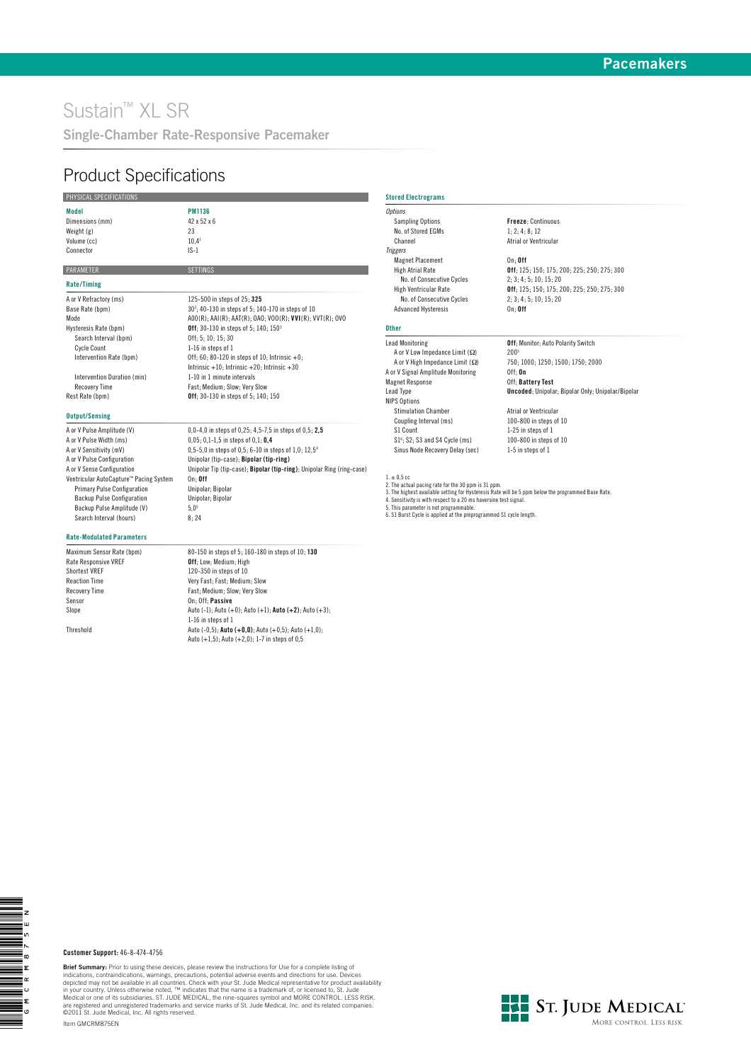# Sustain™ XL SR

## Single-Chamber Rate-Responsive Pacemaker

# Product Specifications

| PHYSICAL SPECIFICATIONS | |
|---|---|
| **Model** | **PM1136** |
| Dimensions (mm) | 42 x 52 x 6 |
| Weight (g) | 23 |
| Volume (cc) | 10,4[1] |
| Connector | IS-1 |

| PARAMETER | SETTINGS |
|---|---|
| **Rate/Timing** | |
| A or V Refractory (ms) | 125-500 in steps of 25; **325** |
| Base Rate (bpm) | 30[2]; 40-130 in steps of 5; 140-170 in steps of 10 |
| Mode | AOO(R); AAI(R); AAT(R); OAO; VOO(R); **VVI**(R); VVT(R); OVO |
| Hysteresis Rate (bpm) | **Off**; 30-130 in steps of 5; 140; 150[3] |
| Search Interval (bpm) | Off; 5; 10; 15; 30 |
| Cycle Count | 1-16 in steps of 1 |
| Intervention Rate (bpm) | Off; 60; 80-120 in steps of 10; Intrinsic +0; Intrinsic +10; Intrinsic +20; Intrinsic +30 |
| Intervention Duration (min) | 1-10 in 1 minute intervals |
| Recovery Time | Fast; Medium; Slow; Very Slow |
| Rest Rate (bpm) | **Off**; 30-130 in steps of 5; 140; 150 |
| **Output/Sensing** | |
| A or V Pulse Amplitude (V) | 0,0-4,0 in steps of 0,25; 4,5-7,5 in steps of 0,5; **2,5** |
| A or V Pulse Width (ms) | 0,05; 0,1-1,5 in steps of 0,1; **0,4** |
| A or V Sensitivity (mV) | 0,5-5,0 in steps of 0,5; 6-10 in steps of 1,0; 12,5[4] |
| A or V Pulse Configuration | Unipolar (tip-case); **Bipolar (tip-ring)** |
| A or V Sense Configuration | Unipolar Tip (tip-case); **Bipolar (tip-ring)**; Unipolar Ring (ring-case) |
| Ventricular AutoCapture™ Pacing System | On; **Off** |
| Primary Pulse Configuration | Unipolar; Bipolar |
| Backup Pulse Configuration | Unipolar; Bipolar |
| Backup Pulse Amplitude (V) | 5,0[5] |
| Search Interval (hours) | 8; 24 |
| **Rate-Modulated Parameters** | |
| Maximum Sensor Rate (bpm) | 80-150 in steps of 5; 160-180 in steps of 10; **130** |
| Rate Responsive VREF | **Off**; Low; Medium; High |
| Shortest VREF | 120-350 in steps of 10 |
| Reaction Time | Very Fast; Fast; Medium; Slow |
| Recovery Time | Fast; Medium; Slow; Very Slow |
| Sensor | On; Off; **Passive** |
| Slope | Auto (-1); Auto (+0); Auto (+1); **Auto (+2)**; Auto (+3); 1-16 in steps of 1 |
| Threshold | Auto (-0,5); **Auto (+0,0)**; Auto (+0,5); Auto (+1,0); Auto (+1,5); Auto (+2,0); 1-7 in steps of 0,5 |
| **Stored Electrograms** | |
| *Options* | |
| Sampling Options | **Freeze**; Continuous |
| No. of Stored EGMs | 1; 2; 4; 8; 12 |
| Channel | Atrial or Ventricular |
| *Triggers* | |
| Magnet Placement | On; **Off** |
| High Atrial Rate | **Off**; 125; 150; 175; 200; 225; 250; 275; 300 |
| No. of Consecutive Cycles | 2; 3; 4; 5; 10; 15; 20 |
| High Ventricular Rate | **Off**; 125; 150; 175; 200; 225; 250; 275; 300 |
| No. of Consecutive Cycles | 2; 3; 4; 5; 10; 15; 20 |
| Advanced Hysteresis | On; **Off** |
| **Other** | |
| Lead Monitoring | **Off**; Monitor; Auto Polarity Switch |
| A or V Low Impedance Limit (Ω) | 200[5] |
| A or V High Impedance Limit (Ω) | 750; 1000; 1250; 1500; 1750; 2000 |
| A or V Signal Amplitude Monitoring | Off; **On** |
| Magnet Response | Off; **Battery Test** |
| Lead Type | **Uncoded**; Unipolar; Bipolar Only; Unipolar/Bipolar |
| NIPS Options | |
| Stimulation Chamber | Atrial or Ventricular |
| Coupling Interval (ms) | 100-800 in steps of 10 |
| S1 Count | 1-25 in steps of 1 |
| S1[6]; S2; S3 and S4 Cycle (ms) | 100-800 in steps of 10 |
| Sinus Node Recovery Delay (sec) | 1-5 in steps of 1 |

1. ± 0,5 cc
2. The actual pacing rate for the 30 ppm is 31 ppm.
3. The highest available setting for Hysteresis Rate will be 5 ppm below the programmed Base Rate.
4. Sensitivity is with respect to a 20 ms haversine test signal.
5. This parameter is not programmable.
6. S1 Burst Cycle is applied at the preprogrammed S1 cycle length.

**Customer Support:** 46-8-474-4756

**Brief Summary:** Prior to using these devices, please review the Instructions for Use for a complete listing of indications, contraindications, warnings, precautions, potential adverse events and directions for use. Devices depicted may not be available in all countries. Check with your St. Jude Medical representative for product availability in your country. Unless otherwise noted, ™ indicates that the name is a trademark of, or licensed to, St. Jude Medical or one of its subsidiaries. ST. JUDE MEDICAL, the nine-squares symbol and MORE CONTROL. LESS RISK. are registered and unregistered trademarks and service marks of St. Jude Medical, Inc. and its related companies. ©2011 St. Jude Medical, Inc. All rights reserved.

Item GMCRM875EN

ST. JUDE MEDICAL™
MORE CONTROL. LESS RISK.